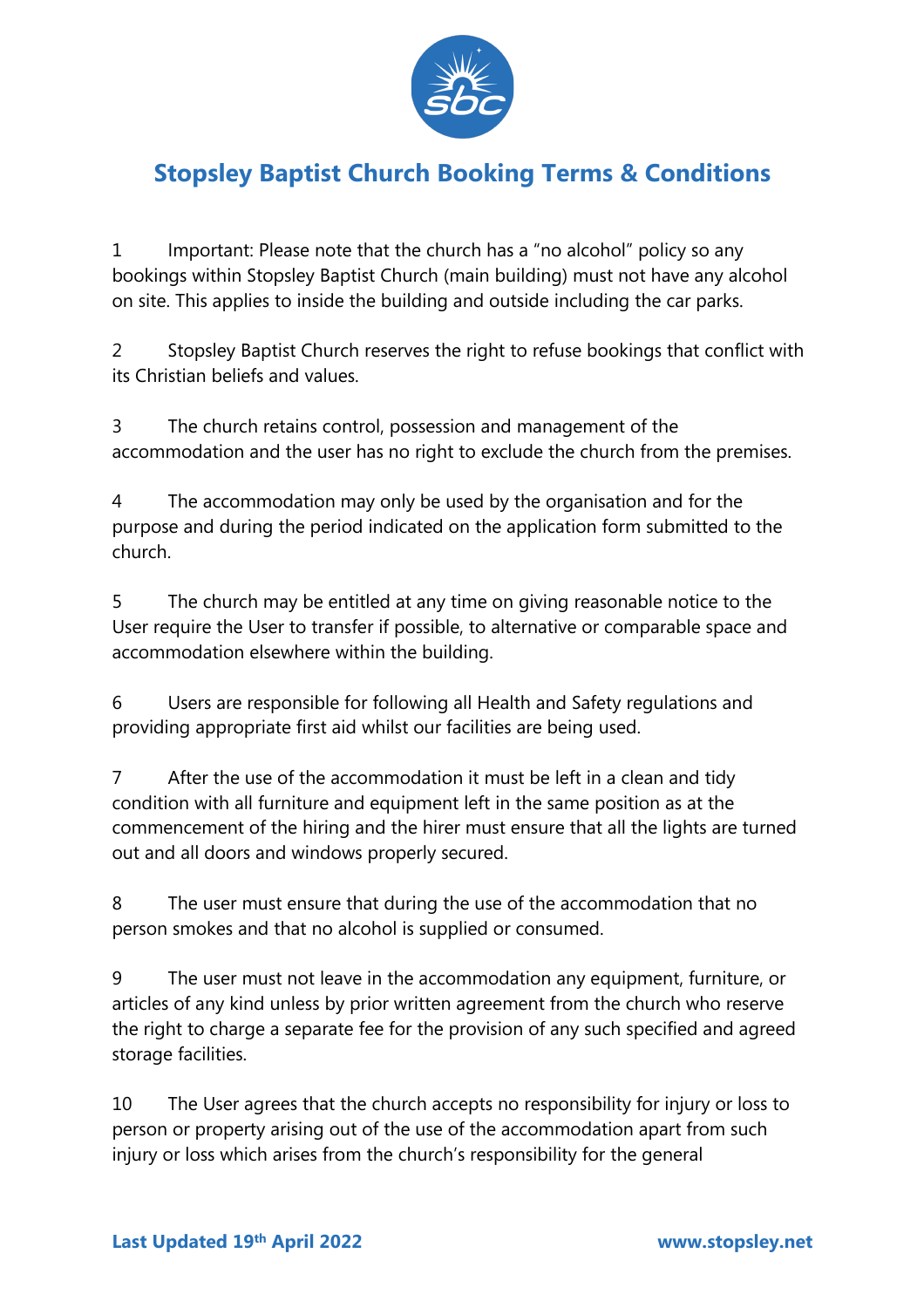# Stopsley Baptist Church Booking Terms & Conditions

1 Important: Please note that the church has a "no alcohol" policy so any bookings within Stopsley Baptist Church (main building) must not have any alcohol on site. This applies to inside the building and outside including the car parks.

2 Stopsley Baptist Church reserves the right to refuse bookings that conflict with its Christian beliefs and values.

3 The church retains control, possession and management of the accommodation and the user has no right to exclude the church from the premises.

4 The accommodation may only be used by the organisation and for the purpose and during the period indicated on the application form submitted to the church.

5 The church may be entitled at any time on giving reasonable notice to the User require the User to transfer if possible, to alternative or comparable space and accommodation elsewhere within the building.

6 Users are responsible for following all Health and Safety regulations and providing appropriate first aid whilst our facilities are being used.

7 After the use of the accommodation it must be left in a clean and tidy condition with all furniture and equipment left in the same position as at the commencement of the hiring and the hirer must ensure that all the lights are turned out and all doors and windows properly secured.

8 The user must ensure that during the use of the accommodation that no person smokes and that no alcohol is supplied or consumed.

9 The user must not leave in the accommodation any equipment, furniture, or articles of any kind unless by prior written agreement from the church who reserve the right to charge a separate fee for the provision of any such specified and agreed storage facilities.

10 The User agrees that the church accepts no responsibility for injury or loss to person or property arising out of the use of the accommodation apart from such injury or loss which arises from the church's responsibility for the general

**Last Updated 19th April 2022** **www.stopsley.net**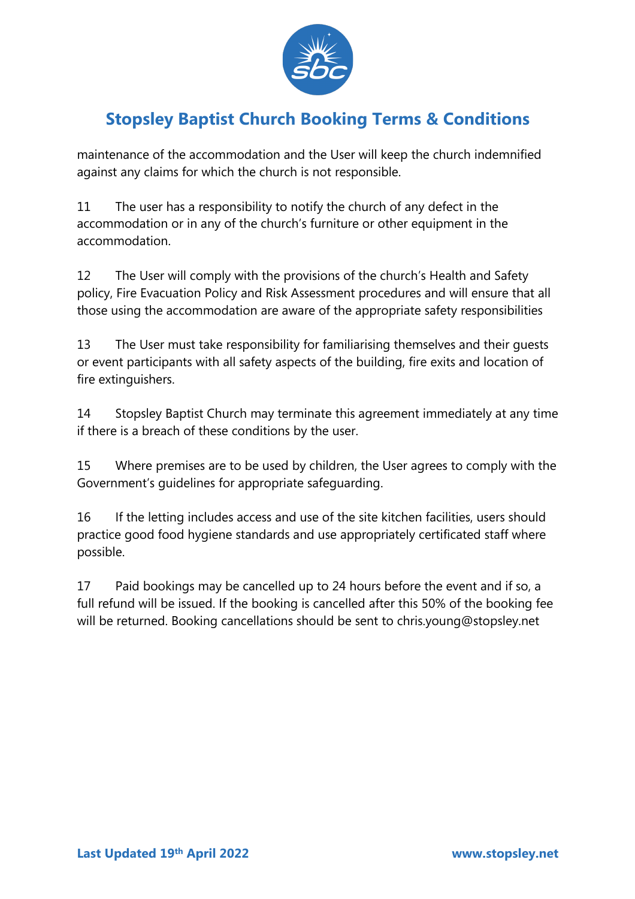maintenance of the accommodation and the User will keep the church indemnified against any claims for which the church is not responsible.

11 The user has a responsibility to notify the church of any defect in the accommodation or in any of the church's furniture or other equipment in the accommodation.

12 The User will comply with the provisions of the church's Health and Safety policy, Fire Evacuation Policy and Risk Assessment procedures and will ensure that all those using the accommodation are aware of the appropriate safety responsibilities

13 The User must take responsibility for familiarising themselves and their guests or event participants with all safety aspects of the building, fire exits and location of fire extinguishers.

14 Stopsley Baptist Church may terminate this agreement immediately at any time if there is a breach of these conditions by the user.

15 Where premises are to be used by children, the User agrees to comply with the Government's guidelines for appropriate safeguarding.

16 If the letting includes access and use of the site kitchen facilities, users should practice good food hygiene standards and use appropriately certificated staff where possible.

17 Paid bookings may be cancelled up to 24 hours before the event and if so, a full refund will be issued. If the booking is cancelled after this 50% of the booking fee will be returned. Booking cancellations should be sent to chris.young@stopsley.net